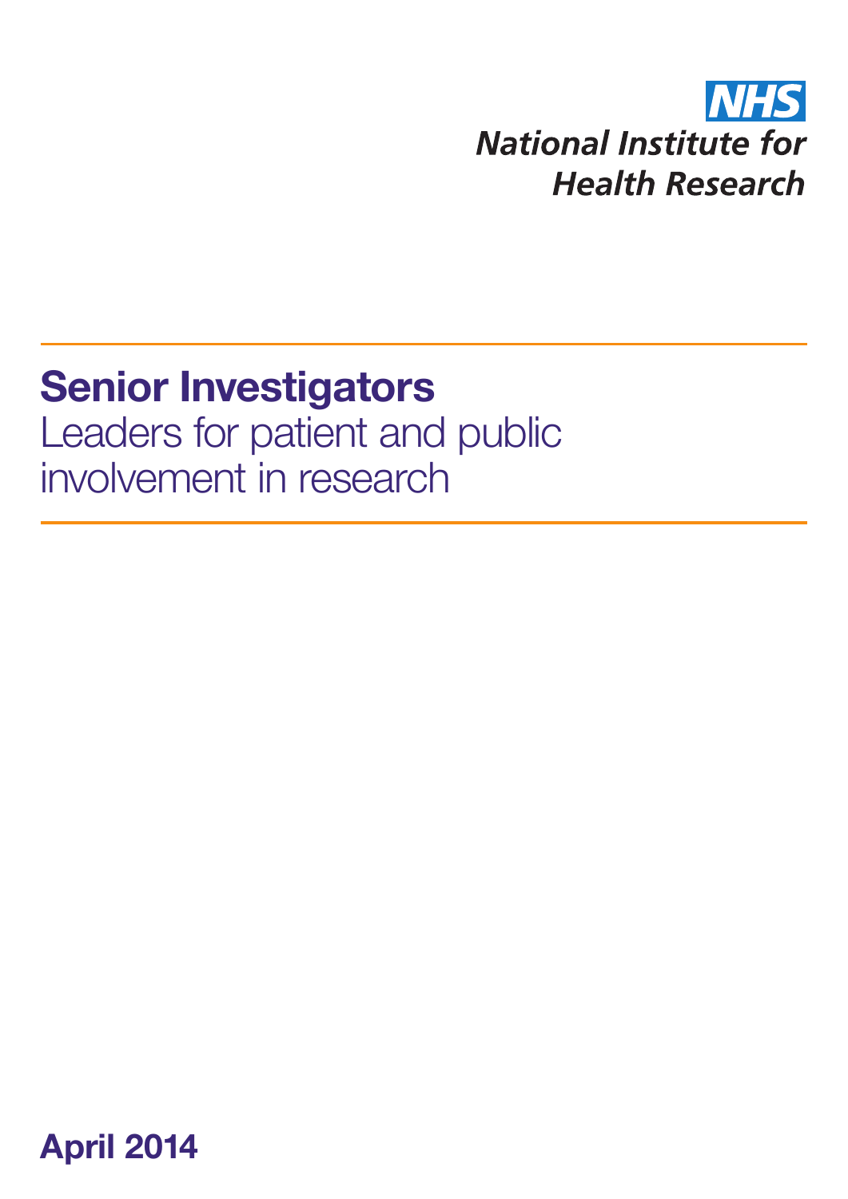NHS
National Institute for Health Research

# Senior Investigators

## Leaders for patient and public involvement in research

**April 2014**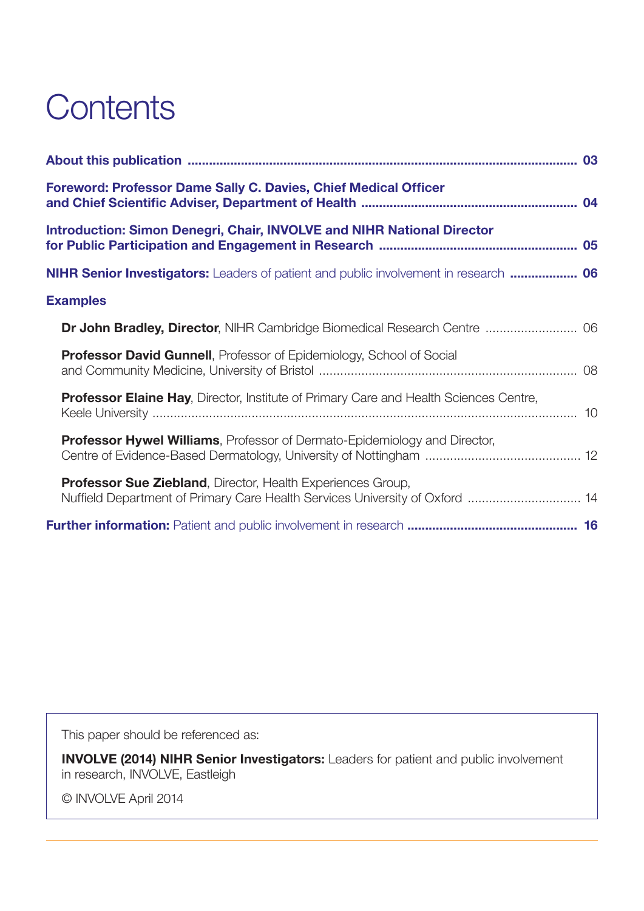# Contents

**About this publication** ........................................................................................................ **03**

**Foreword: Professor Dame Sally C. Davies, Chief Medical Officer and Chief Scientific Adviser, Department of Health** .......................................................... **04**

**Introduction: Simon Denegri, Chair, INVOLVE and NIHR National Director for Public Participation and Engagement in Research** ...................................................... **05**

**NIHR Senior Investigators:** Leaders of patient and public involvement in research .................. **06**

**Examples**

- **Dr John Bradley, Director**, NIHR Cambridge Biomedical Research Centre .......................... 06
- **Professor David Gunnell**, Professor of Epidemiology, School of Social and Community Medicine, University of Bristol ........................................................................ 08
- **Professor Elaine Hay**, Director, Institute of Primary Care and Health Sciences Centre, Keele University ...................................................................................................................... 10
- **Professor Hywel Williams**, Professor of Dermato-Epidemiology and Director, Centre of Evidence-Based Dermatology, University of Nottingham ........................................... 12
- **Professor Sue Ziebland**, Director, Health Experiences Group, Nuffield Department of Primary Care Health Services University of Oxford ............................... 14

**Further information:** Patient and public involvement in research .............................................. **16**

---

This paper should be referenced as:

**INVOLVE (2014) NIHR Senior Investigators:** Leaders for patient and public involvement in research, INVOLVE, Eastleigh

© INVOLVE April 2014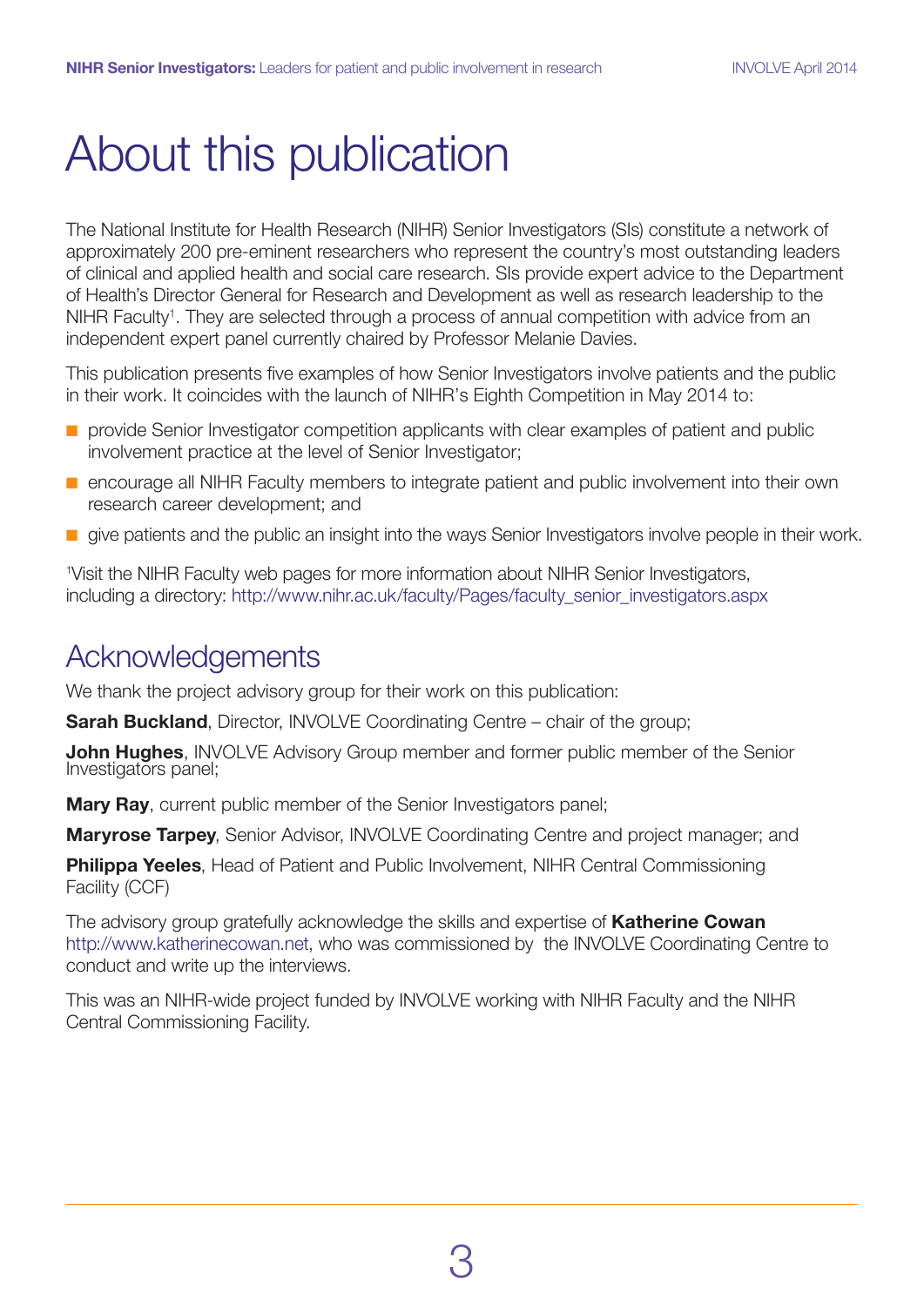# About this publication

The National Institute for Health Research (NIHR) Senior Investigators (SIs) constitute a network of approximately 200 pre-eminent researchers who represent the country's most outstanding leaders of clinical and applied health and social care research. SIs provide expert advice to the Department of Health's Director General for Research and Development as well as research leadership to the NIHR Faculty[1]. They are selected through a process of annual competition with advice from an independent expert panel currently chaired by Professor Melanie Davies.

This publication presents five examples of how Senior Investigators involve patients and the public in their work. It coincides with the launch of NIHR's Eighth Competition in May 2014 to:

- provide Senior Investigator competition applicants with clear examples of patient and public involvement practice at the level of Senior Investigator;
- encourage all NIHR Faculty members to integrate patient and public involvement into their own research career development; and
- give patients and the public an insight into the ways Senior Investigators involve people in their work.

[1]Visit the NIHR Faculty web pages for more information about NIHR Senior Investigators, including a directory: http://www.nihr.ac.uk/faculty/Pages/faculty_senior_investigators.aspx

## Acknowledgements

We thank the project advisory group for their work on this publication:

**Sarah Buckland**, Director, INVOLVE Coordinating Centre – chair of the group;

**John Hughes**, INVOLVE Advisory Group member and former public member of the Senior Investigators panel;

**Mary Ray**, current public member of the Senior Investigators panel;

**Maryrose Tarpey**, Senior Advisor, INVOLVE Coordinating Centre and project manager; and

**Philippa Yeeles**, Head of Patient and Public Involvement, NIHR Central Commissioning Facility (CCF)

The advisory group gratefully acknowledge the skills and expertise of **Katherine Cowan** http://www.katherinecowan.net, who was commissioned by the INVOLVE Coordinating Centre to conduct and write up the interviews.

This was an NIHR-wide project funded by INVOLVE working with NIHR Faculty and the NIHR Central Commissioning Facility.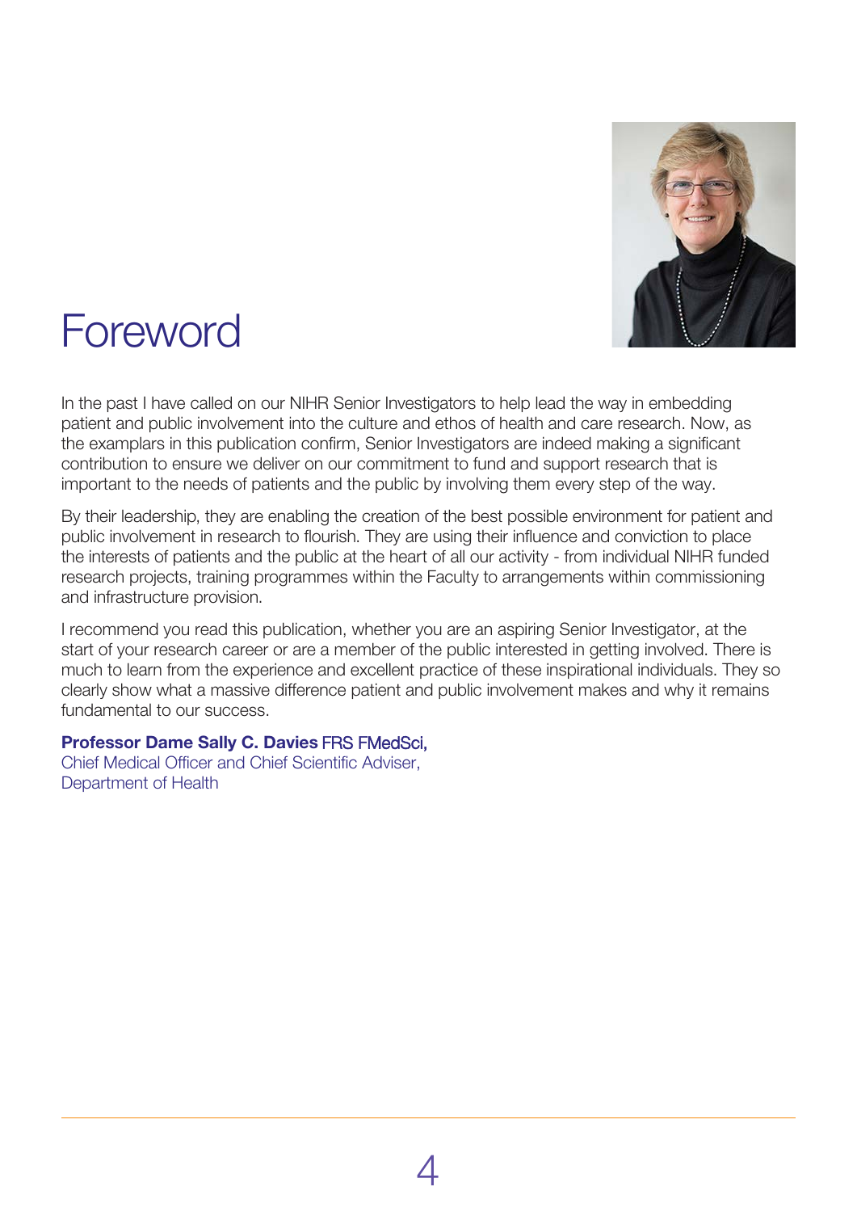# Foreword

In the past I have called on our NIHR Senior Investigators to help lead the way in embedding patient and public involvement into the culture and ethos of health and care research. Now, as the examplars in this publication confirm, Senior Investigators are indeed making a significant contribution to ensure we deliver on our commitment to fund and support research that is important to the needs of patients and the public by involving them every step of the way.

By their leadership, they are enabling the creation of the best possible environment for patient and public involvement in research to flourish. They are using their influence and conviction to place the interests of patients and the public at the heart of all our activity - from individual NIHR funded research projects, training programmes within the Faculty to arrangements within commissioning and infrastructure provision.

I recommend you read this publication, whether you are an aspiring Senior Investigator, at the start of your research career or are a member of the public interested in getting involved. There is much to learn from the experience and excellent practice of these inspirational individuals. They so clearly show what a massive difference patient and public involvement makes and why it remains fundamental to our success.

**Professor Dame Sally C. Davies** FRS FMedSci,
Chief Medical Officer and Chief Scientific Adviser,
Department of Health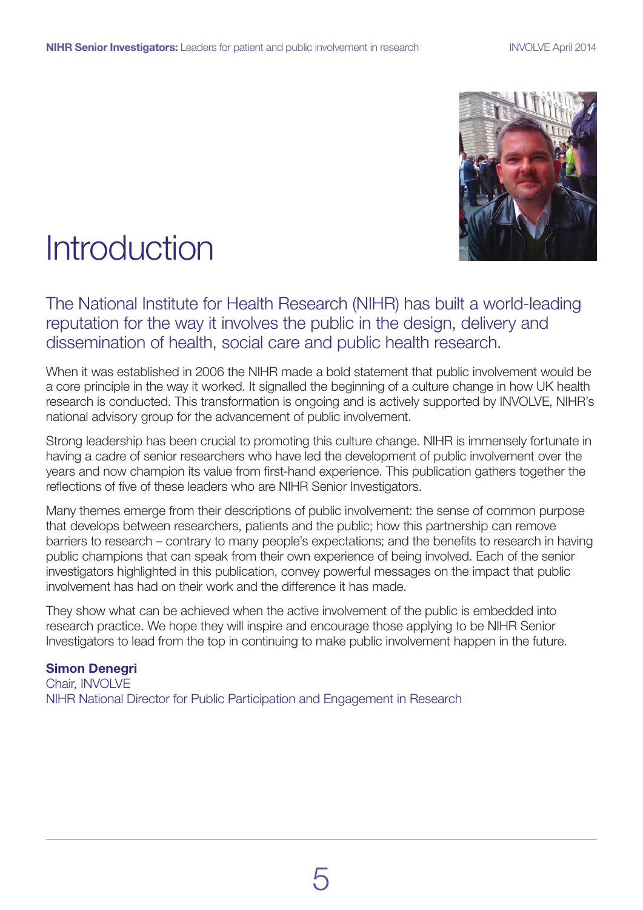# Introduction

The National Institute for Health Research (NIHR) has built a world-leading reputation for the way it involves the public in the design, delivery and dissemination of health, social care and public health research.

When it was established in 2006 the NIHR made a bold statement that public involvement would be a core principle in the way it worked. It signalled the beginning of a culture change in how UK health research is conducted. This transformation is ongoing and is actively supported by INVOLVE, NIHR's national advisory group for the advancement of public involvement.

Strong leadership has been crucial to promoting this culture change. NIHR is immensely fortunate in having a cadre of senior researchers who have led the development of public involvement over the years and now champion its value from first-hand experience. This publication gathers together the reflections of five of these leaders who are NIHR Senior Investigators.

Many themes emerge from their descriptions of public involvement: the sense of common purpose that develops between researchers, patients and the public; how this partnership can remove barriers to research – contrary to many people's expectations; and the benefits to research in having public champions that can speak from their own experience of being involved. Each of the senior investigators highlighted in this publication, convey powerful messages on the impact that public involvement has had on their work and the difference it has made.

They show what can be achieved when the active involvement of the public is embedded into research practice. We hope they will inspire and encourage those applying to be NIHR Senior Investigators to lead from the top in continuing to make public involvement happen in the future.

**Simon Denegri**
Chair, INVOLVE
NIHR National Director for Public Participation and Engagement in Research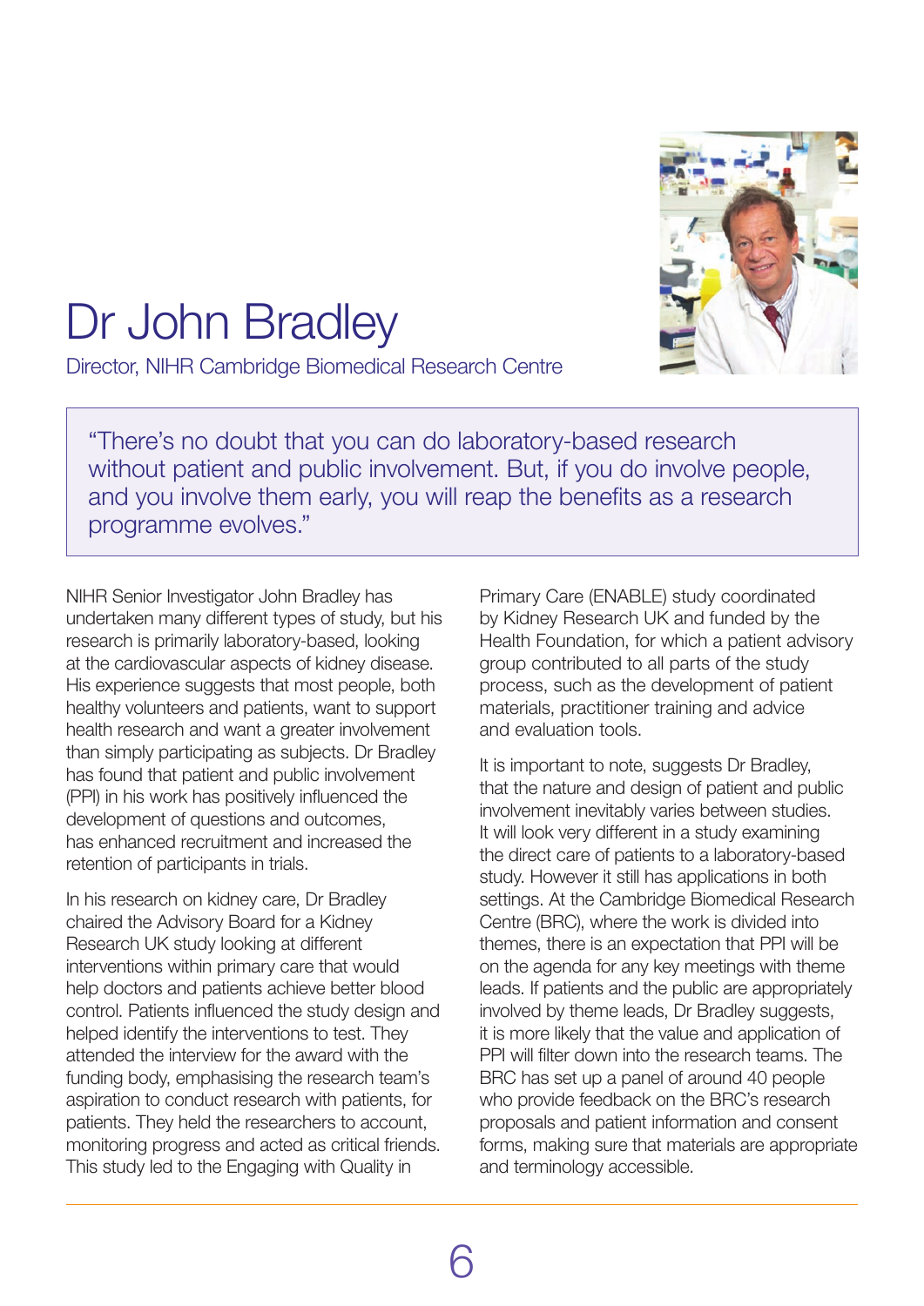# Dr John Bradley

Director, NIHR Cambridge Biomedical Research Centre

> "There's no doubt that you can do laboratory-based research without patient and public involvement. But, if you do involve people, and you involve them early, you will reap the benefits as a research programme evolves."

NIHR Senior Investigator John Bradley has undertaken many different types of study, but his research is primarily laboratory-based, looking at the cardiovascular aspects of kidney disease. His experience suggests that most people, both healthy volunteers and patients, want to support health research and want a greater involvement than simply participating as subjects. Dr Bradley has found that patient and public involvement (PPI) in his work has positively influenced the development of questions and outcomes, has enhanced recruitment and increased the retention of participants in trials.

In his research on kidney care, Dr Bradley chaired the Advisory Board for a Kidney Research UK study looking at different interventions within primary care that would help doctors and patients achieve better blood control. Patients influenced the study design and helped identify the interventions to test. They attended the interview for the award with the funding body, emphasising the research team's aspiration to conduct research with patients, for patients. They held the researchers to account, monitoring progress and acted as critical friends. This study led to the Engaging with Quality in Primary Care (ENABLE) study coordinated by Kidney Research UK and funded by the Health Foundation, for which a patient advisory group contributed to all parts of the study process, such as the development of patient materials, practitioner training and advice and evaluation tools.

It is important to note, suggests Dr Bradley, that the nature and design of patient and public involvement inevitably varies between studies. It will look very different in a study examining the direct care of patients to a laboratory-based study. However it still has applications in both settings. At the Cambridge Biomedical Research Centre (BRC), where the work is divided into themes, there is an expectation that PPI will be on the agenda for any key meetings with theme leads. If patients and the public are appropriately involved by theme leads, Dr Bradley suggests, it is more likely that the value and application of PPI will filter down into the research teams. The BRC has set up a panel of around 40 people who provide feedback on the BRC's research proposals and patient information and consent forms, making sure that materials are appropriate and terminology accessible.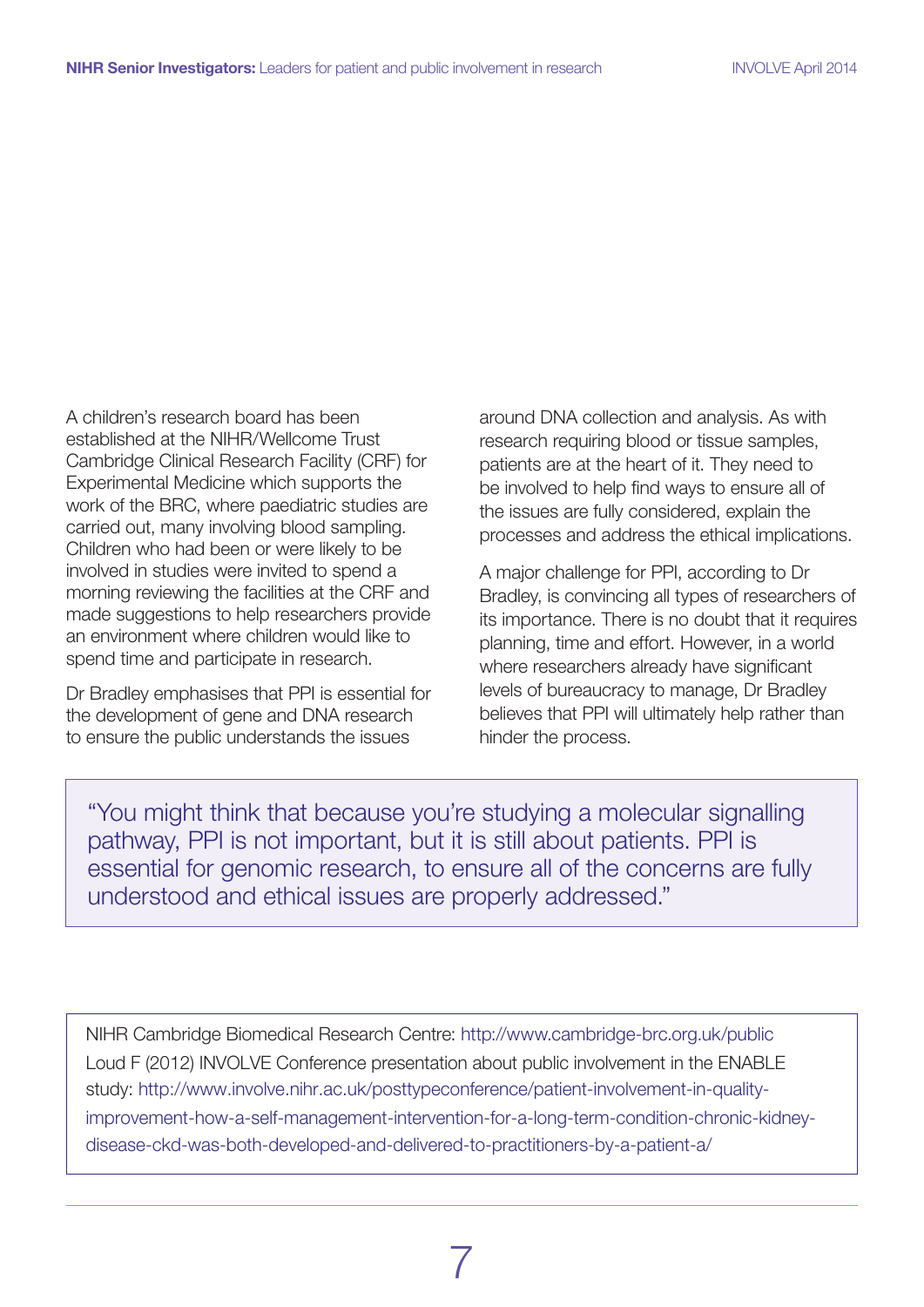A children's research board has been established at the NIHR/Wellcome Trust Cambridge Clinical Research Facility (CRF) for Experimental Medicine which supports the work of the BRC, where paediatric studies are carried out, many involving blood sampling. Children who had been or were likely to be involved in studies were invited to spend a morning reviewing the facilities at the CRF and made suggestions to help researchers provide an environment where children would like to spend time and participate in research.

Dr Bradley emphasises that PPI is essential for the development of gene and DNA research to ensure the public understands the issues around DNA collection and analysis. As with research requiring blood or tissue samples, patients are at the heart of it. They need to be involved to help find ways to ensure all of the issues are fully considered, explain the processes and address the ethical implications.

A major challenge for PPI, according to Dr Bradley, is convincing all types of researchers of its importance. There is no doubt that it requires planning, time and effort. However, in a world where researchers already have significant levels of bureaucracy to manage, Dr Bradley believes that PPI will ultimately help rather than hinder the process.

> "You might think that because you're studying a molecular signalling pathway, PPI is not important, but it is still about patients. PPI is essential for genomic research, to ensure all of the concerns are fully understood and ethical issues are properly addressed."

NIHR Cambridge Biomedical Research Centre: http://www.cambridge-brc.org.uk/public

Loud F (2012) INVOLVE Conference presentation about public involvement in the ENABLE study: http://www.involve.nihr.ac.uk/posttypeconference/patient-involvement-in-quality-improvement-how-a-self-management-intervention-for-a-long-term-condition-chronic-kidney-disease-ckd-was-both-developed-and-delivered-to-practitioners-by-a-patient-a/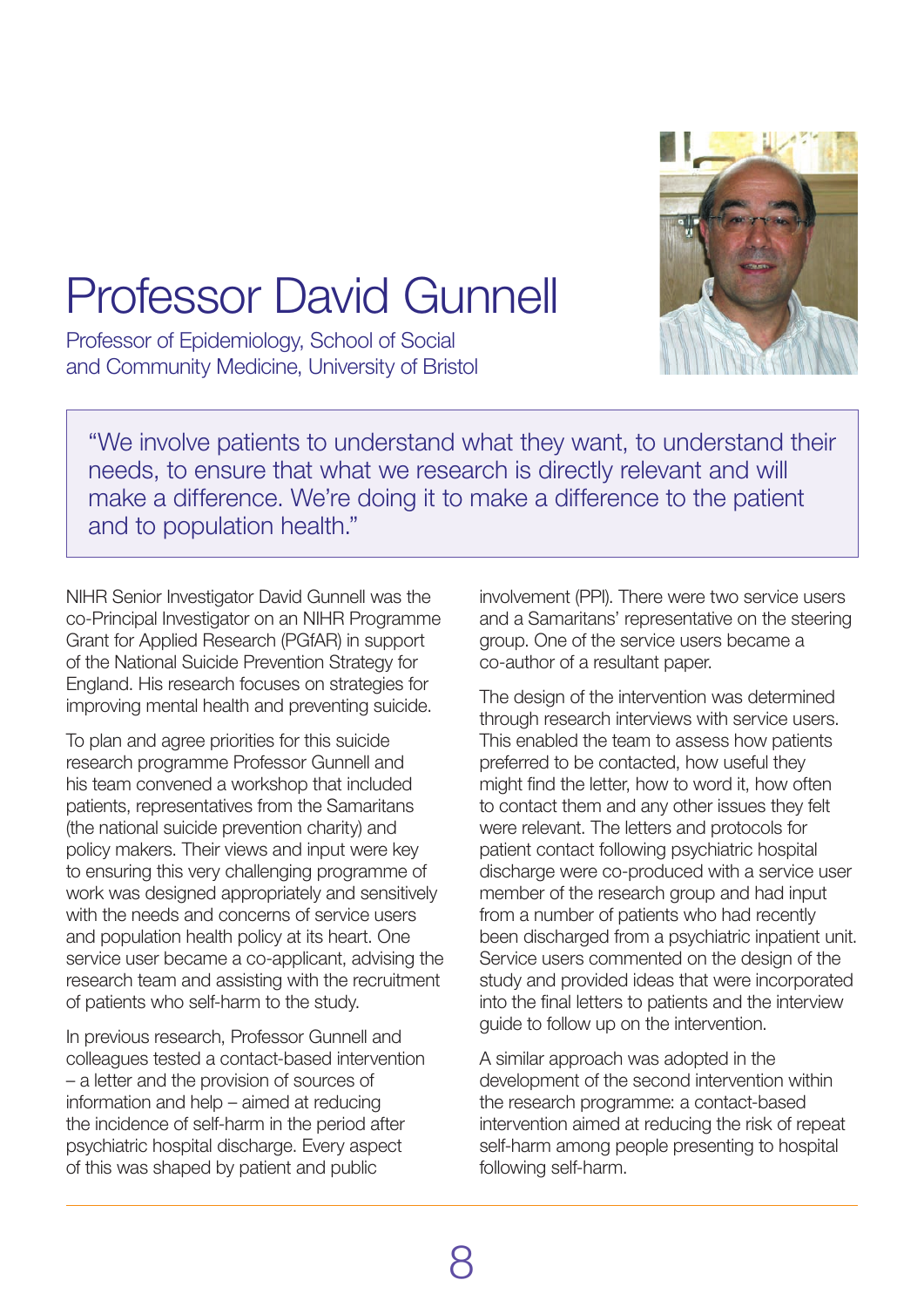# Professor David Gunnell

Professor of Epidemiology, School of Social and Community Medicine, University of Bristol

> "We involve patients to understand what they want, to understand their needs, to ensure that what we research is directly relevant and will make a difference. We're doing it to make a difference to the patient and to population health."

NIHR Senior Investigator David Gunnell was the co-Principal Investigator on an NIHR Programme Grant for Applied Research (PGfAR) in support of the National Suicide Prevention Strategy for England. His research focuses on strategies for improving mental health and preventing suicide.

To plan and agree priorities for this suicide research programme Professor Gunnell and his team convened a workshop that included patients, representatives from the Samaritans (the national suicide prevention charity) and policy makers. Their views and input were key to ensuring this very challenging programme of work was designed appropriately and sensitively with the needs and concerns of service users and population health policy at its heart. One service user became a co-applicant, advising the research team and assisting with the recruitment of patients who self-harm to the study.

In previous research, Professor Gunnell and colleagues tested a contact-based intervention – a letter and the provision of sources of information and help – aimed at reducing the incidence of self-harm in the period after psychiatric hospital discharge. Every aspect of this was shaped by patient and public involvement (PPI). There were two service users and a Samaritans' representative on the steering group. One of the service users became a co-author of a resultant paper.

The design of the intervention was determined through research interviews with service users. This enabled the team to assess how patients preferred to be contacted, how useful they might find the letter, how to word it, how often to contact them and any other issues they felt were relevant. The letters and protocols for patient contact following psychiatric hospital discharge were co-produced with a service user member of the research group and had input from a number of patients who had recently been discharged from a psychiatric inpatient unit. Service users commented on the design of the study and provided ideas that were incorporated into the final letters to patients and the interview guide to follow up on the intervention.

A similar approach was adopted in the development of the second intervention within the research programme: a contact-based intervention aimed at reducing the risk of repeat self-harm among people presenting to hospital following self-harm.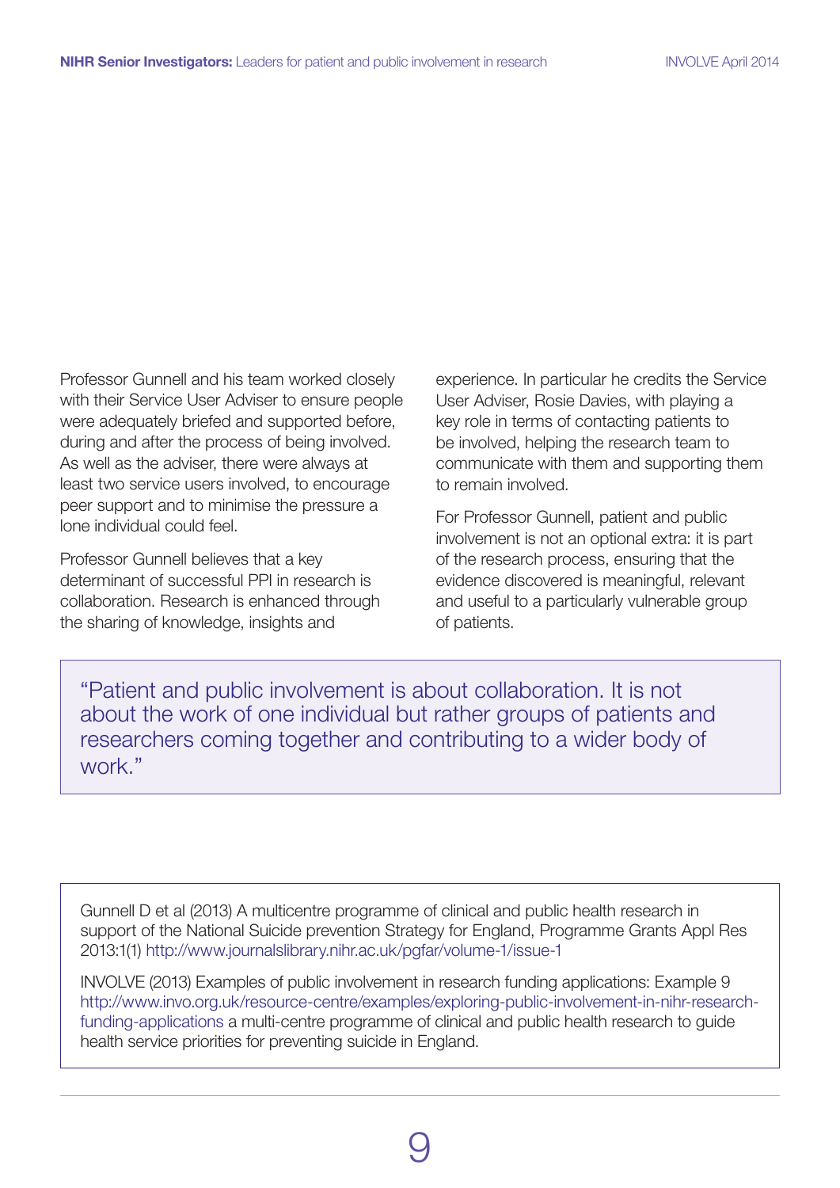Professor Gunnell and his team worked closely with their Service User Adviser to ensure people were adequately briefed and supported before, during and after the process of being involved. As well as the adviser, there were always at least two service users involved, to encourage peer support and to minimise the pressure a lone individual could feel.

Professor Gunnell believes that a key determinant of successful PPI in research is collaboration. Research is enhanced through the sharing of knowledge, insights and experience. In particular he credits the Service User Adviser, Rosie Davies, with playing a key role in terms of contacting patients to be involved, helping the research team to communicate with them and supporting them to remain involved.

For Professor Gunnell, patient and public involvement is not an optional extra: it is part of the research process, ensuring that the evidence discovered is meaningful, relevant and useful to a particularly vulnerable group of patients.

> "Patient and public involvement is about collaboration. It is not about the work of one individual but rather groups of patients and researchers coming together and contributing to a wider body of work."

Gunnell D et al (2013) A multicentre programme of clinical and public health research in support of the National Suicide prevention Strategy for England, Programme Grants Appl Res 2013:1(1) http://www.journalslibrary.nihr.ac.uk/pgfar/volume-1/issue-1

INVOLVE (2013) Examples of public involvement in research funding applications: Example 9 http://www.invo.org.uk/resource-centre/examples/exploring-public-involvement-in-nihr-research-funding-applications a multi-centre programme of clinical and public health research to guide health service priorities for preventing suicide in England.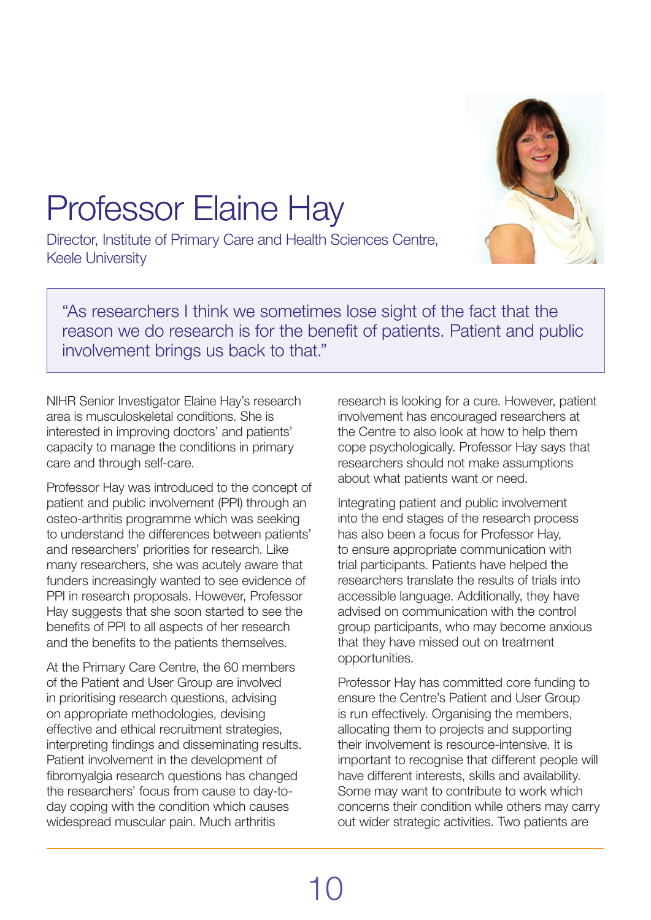# Professor Elaine Hay

Director, Institute of Primary Care and Health Sciences Centre, Keele University

> "As researchers I think we sometimes lose sight of the fact that the reason we do research is for the benefit of patients. Patient and public involvement brings us back to that."

NIHR Senior Investigator Elaine Hay's research area is musculoskeletal conditions. She is interested in improving doctors' and patients' capacity to manage the conditions in primary care and through self-care.

Professor Hay was introduced to the concept of patient and public involvement (PPI) through an osteo-arthritis programme which was seeking to understand the differences between patients' and researchers' priorities for research. Like many researchers, she was acutely aware that funders increasingly wanted to see evidence of PPI in research proposals. However, Professor Hay suggests that she soon started to see the benefits of PPI to all aspects of her research and the benefits to the patients themselves.

At the Primary Care Centre, the 60 members of the Patient and User Group are involved in prioritising research questions, advising on appropriate methodologies, devising effective and ethical recruitment strategies, interpreting findings and disseminating results. Patient involvement in the development of fibromyalgia research questions has changed the researchers' focus from cause to day-to-day coping with the condition which causes widespread muscular pain. Much arthritis research is looking for a cure. However, patient involvement has encouraged researchers at the Centre to also look at how to help them cope psychologically. Professor Hay says that researchers should not make assumptions about what patients want or need.

Integrating patient and public involvement into the end stages of the research process has also been a focus for Professor Hay, to ensure appropriate communication with trial participants. Patients have helped the researchers translate the results of trials into accessible language. Additionally, they have advised on communication with the control group participants, who may become anxious that they have missed out on treatment opportunities.

Professor Hay has committed core funding to ensure the Centre's Patient and User Group is run effectively. Organising the members, allocating them to projects and supporting their involvement is resource-intensive. It is important to recognise that different people will have different interests, skills and availability. Some may want to contribute to work which concerns their condition while others may carry out wider strategic activities. Two patients are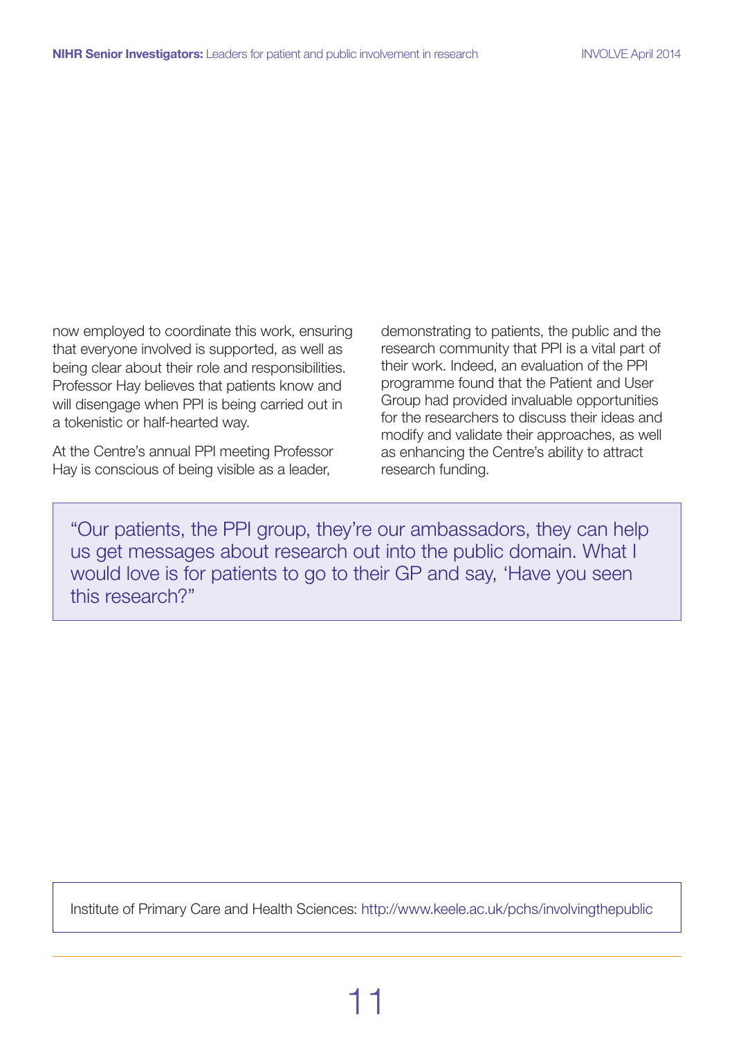now employed to coordinate this work, ensuring that everyone involved is supported, as well as being clear about their role and responsibilities. Professor Hay believes that patients know and will disengage when PPI is being carried out in a tokenistic or half-hearted way.

At the Centre's annual PPI meeting Professor Hay is conscious of being visible as a leader, demonstrating to patients, the public and the research community that PPI is a vital part of their work. Indeed, an evaluation of the PPI programme found that the Patient and User Group had provided invaluable opportunities for the researchers to discuss their ideas and modify and validate their approaches, as well as enhancing the Centre's ability to attract research funding.

> "Our patients, the PPI group, they're our ambassadors, they can help us get messages about research out into the public domain. What I would love is for patients to go to their GP and say, 'Have you seen this research?"

Institute of Primary Care and Health Sciences: http://www.keele.ac.uk/pchs/involvingthepublic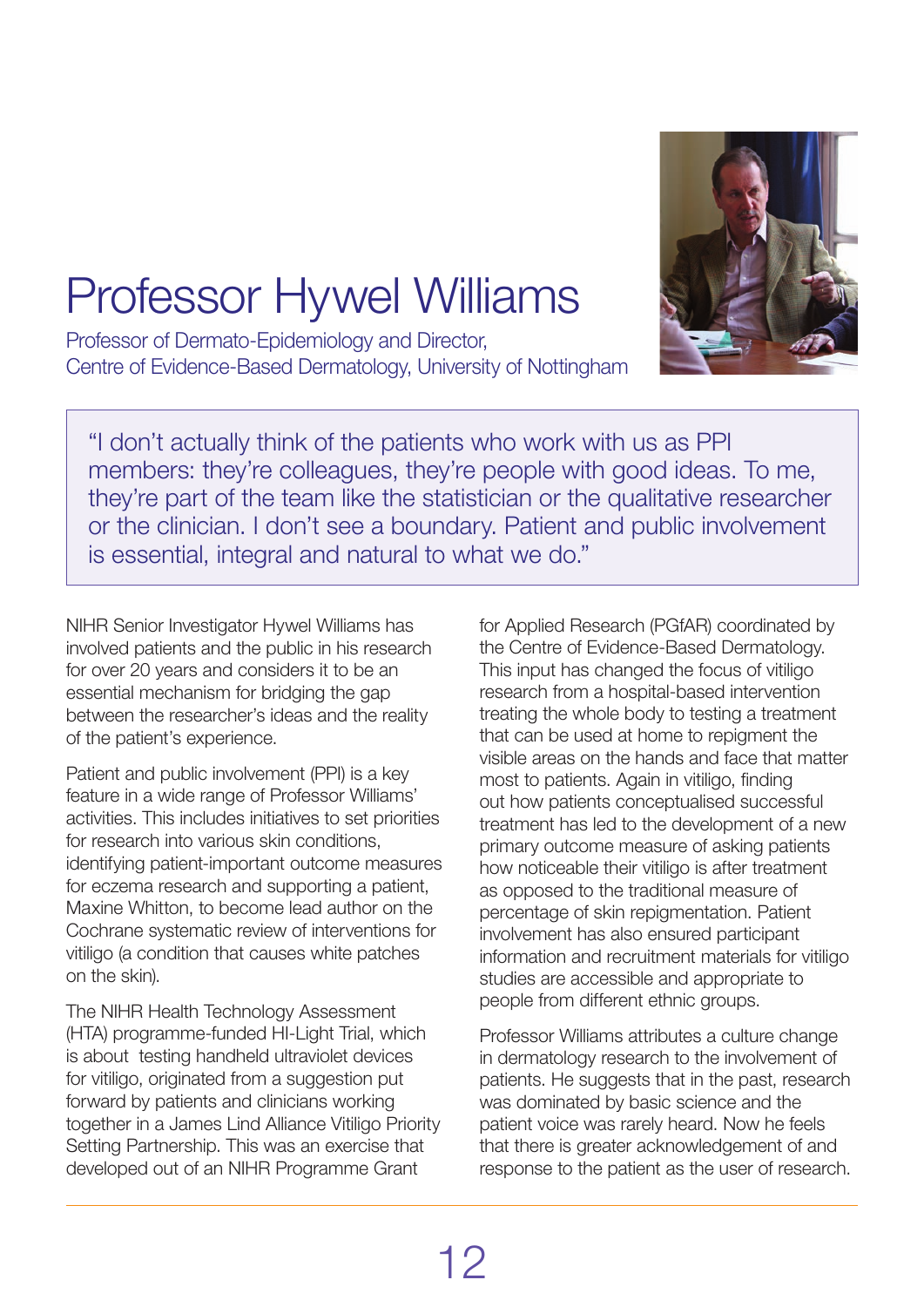# Professor Hywel Williams

Professor of Dermato-Epidemiology and Director,
Centre of Evidence-Based Dermatology, University of Nottingham

> "I don't actually think of the patients who work with us as PPI members: they're colleagues, they're people with good ideas. To me, they're part of the team like the statistician or the qualitative researcher or the clinician. I don't see a boundary. Patient and public involvement is essential, integral and natural to what we do."

NIHR Senior Investigator Hywel Williams has involved patients and the public in his research for over 20 years and considers it to be an essential mechanism for bridging the gap between the researcher's ideas and the reality of the patient's experience.

Patient and public involvement (PPI) is a key feature in a wide range of Professor Williams' activities. This includes initiatives to set priorities for research into various skin conditions, identifying patient-important outcome measures for eczema research and supporting a patient, Maxine Whitton, to become lead author on the Cochrane systematic review of interventions for vitiligo (a condition that causes white patches on the skin).

The NIHR Health Technology Assessment (HTA) programme-funded HI-Light Trial, which is about testing handheld ultraviolet devices for vitiligo, originated from a suggestion put forward by patients and clinicians working together in a James Lind Alliance Vitiligo Priority Setting Partnership. This was an exercise that developed out of an NIHR Programme Grant for Applied Research (PGfAR) coordinated by the Centre of Evidence-Based Dermatology. This input has changed the focus of vitiligo research from a hospital-based intervention treating the whole body to testing a treatment that can be used at home to repigment the visible areas on the hands and face that matter most to patients. Again in vitiligo, finding out how patients conceptualised successful treatment has led to the development of a new primary outcome measure of asking patients how noticeable their vitiligo is after treatment as opposed to the traditional measure of percentage of skin repigmentation. Patient involvement has also ensured participant information and recruitment materials for vitiligo studies are accessible and appropriate to people from different ethnic groups.

Professor Williams attributes a culture change in dermatology research to the involvement of patients. He suggests that in the past, research was dominated by basic science and the patient voice was rarely heard. Now he feels that there is greater acknowledgement of and response to the patient as the user of research.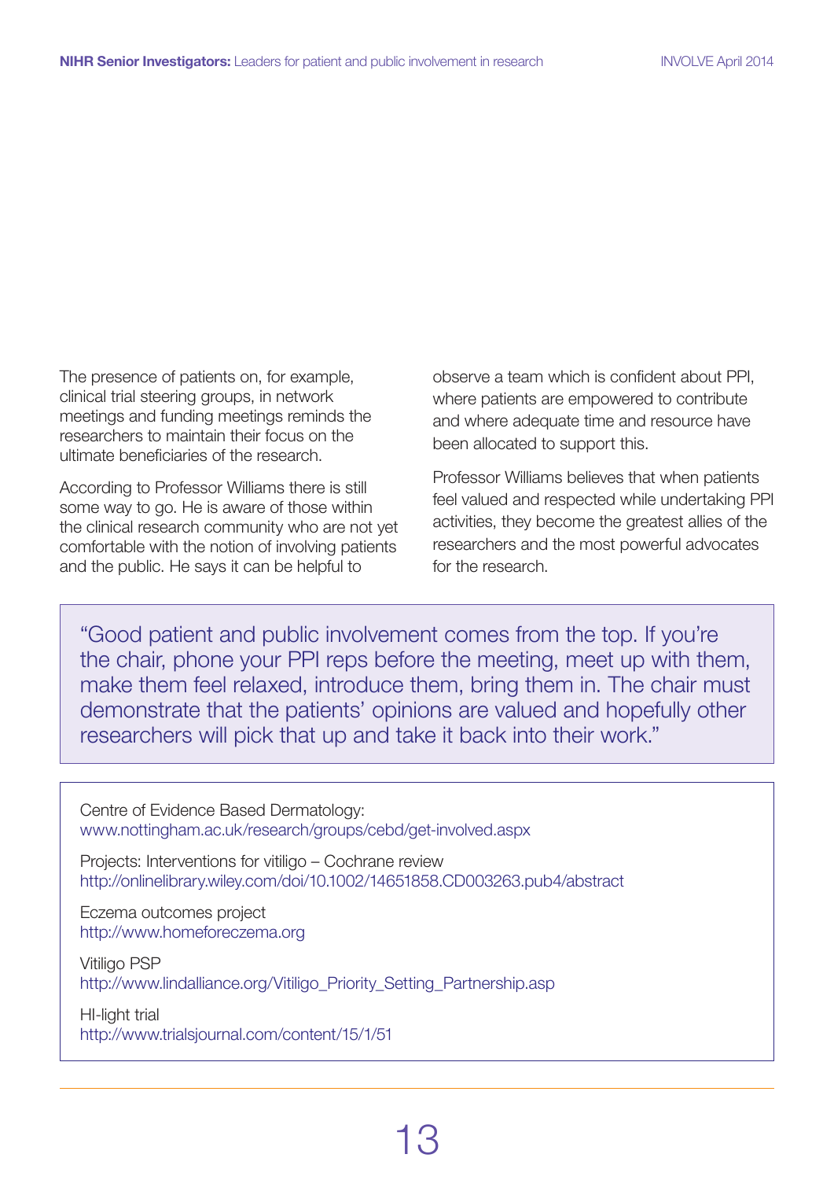The presence of patients on, for example, clinical trial steering groups, in network meetings and funding meetings reminds the researchers to maintain their focus on the ultimate beneficiaries of the research.

According to Professor Williams there is still some way to go. He is aware of those within the clinical research community who are not yet comfortable with the notion of involving patients and the public. He says it can be helpful to observe a team which is confident about PPI, where patients are empowered to contribute and where adequate time and resource have been allocated to support this.

Professor Williams believes that when patients feel valued and respected while undertaking PPI activities, they become the greatest allies of the researchers and the most powerful advocates for the research.

> "Good patient and public involvement comes from the top. If you're the chair, phone your PPI reps before the meeting, meet up with them, make them feel relaxed, introduce them, bring them in. The chair must demonstrate that the patients' opinions are valued and hopefully other researchers will pick that up and take it back into their work."

Centre of Evidence Based Dermatology:
www.nottingham.ac.uk/research/groups/cebd/get-involved.aspx

Projects: Interventions for vitiligo – Cochrane review
http://onlinelibrary.wiley.com/doi/10.1002/14651858.CD003263.pub4/abstract

Eczema outcomes project
http://www.homeforeczema.org

Vitiligo PSP
http://www.lindalliance.org/Vitiligo_Priority_Setting_Partnership.asp

HI-light trial
http://www.trialsjournal.com/content/15/1/51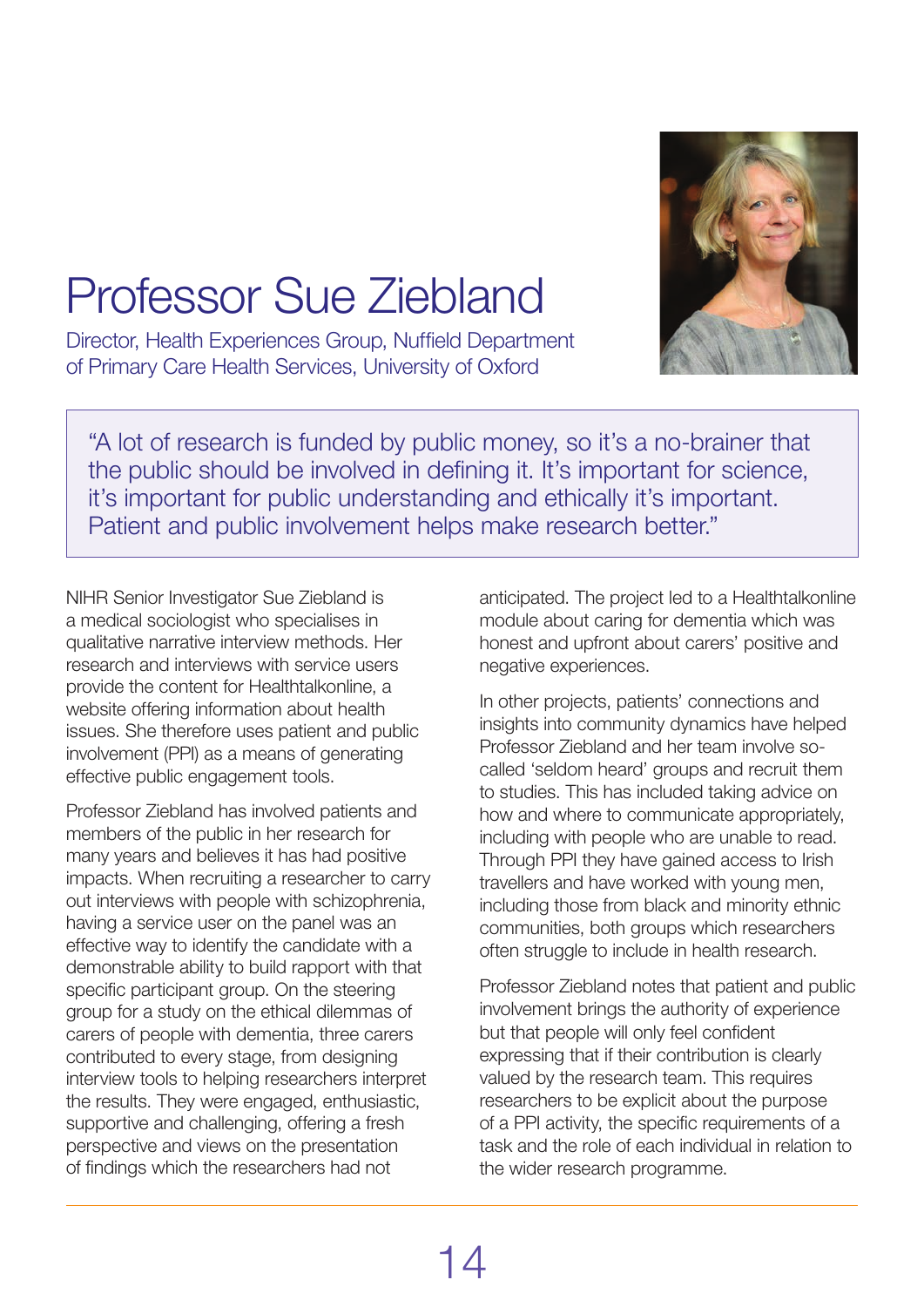# Professor Sue Ziebland

Director, Health Experiences Group, Nuffield Department of Primary Care Health Services, University of Oxford

> "A lot of research is funded by public money, so it's a no-brainer that the public should be involved in defining it. It's important for science, it's important for public understanding and ethically it's important. Patient and public involvement helps make research better."

NIHR Senior Investigator Sue Ziebland is a medical sociologist who specialises in qualitative narrative interview methods. Her research and interviews with service users provide the content for Healthtalkonline, a website offering information about health issues. She therefore uses patient and public involvement (PPI) as a means of generating effective public engagement tools.

Professor Ziebland has involved patients and members of the public in her research for many years and believes it has had positive impacts. When recruiting a researcher to carry out interviews with people with schizophrenia, having a service user on the panel was an effective way to identify the candidate with a demonstrable ability to build rapport with that specific participant group. On the steering group for a study on the ethical dilemmas of carers of people with dementia, three carers contributed to every stage, from designing interview tools to helping researchers interpret the results. They were engaged, enthusiastic, supportive and challenging, offering a fresh perspective and views on the presentation of findings which the researchers had not anticipated. The project led to a Healthtalkonline module about caring for dementia which was honest and upfront about carers' positive and negative experiences.

In other projects, patients' connections and insights into community dynamics have helped Professor Ziebland and her team involve so-called 'seldom heard' groups and recruit them to studies. This has included taking advice on how and where to communicate appropriately, including with people who are unable to read. Through PPI they have gained access to Irish travellers and have worked with young men, including those from black and minority ethnic communities, both groups which researchers often struggle to include in health research.

Professor Ziebland notes that patient and public involvement brings the authority of experience but that people will only feel confident expressing that if their contribution is clearly valued by the research team. This requires researchers to be explicit about the purpose of a PPI activity, the specific requirements of a task and the role of each individual in relation to the wider research programme.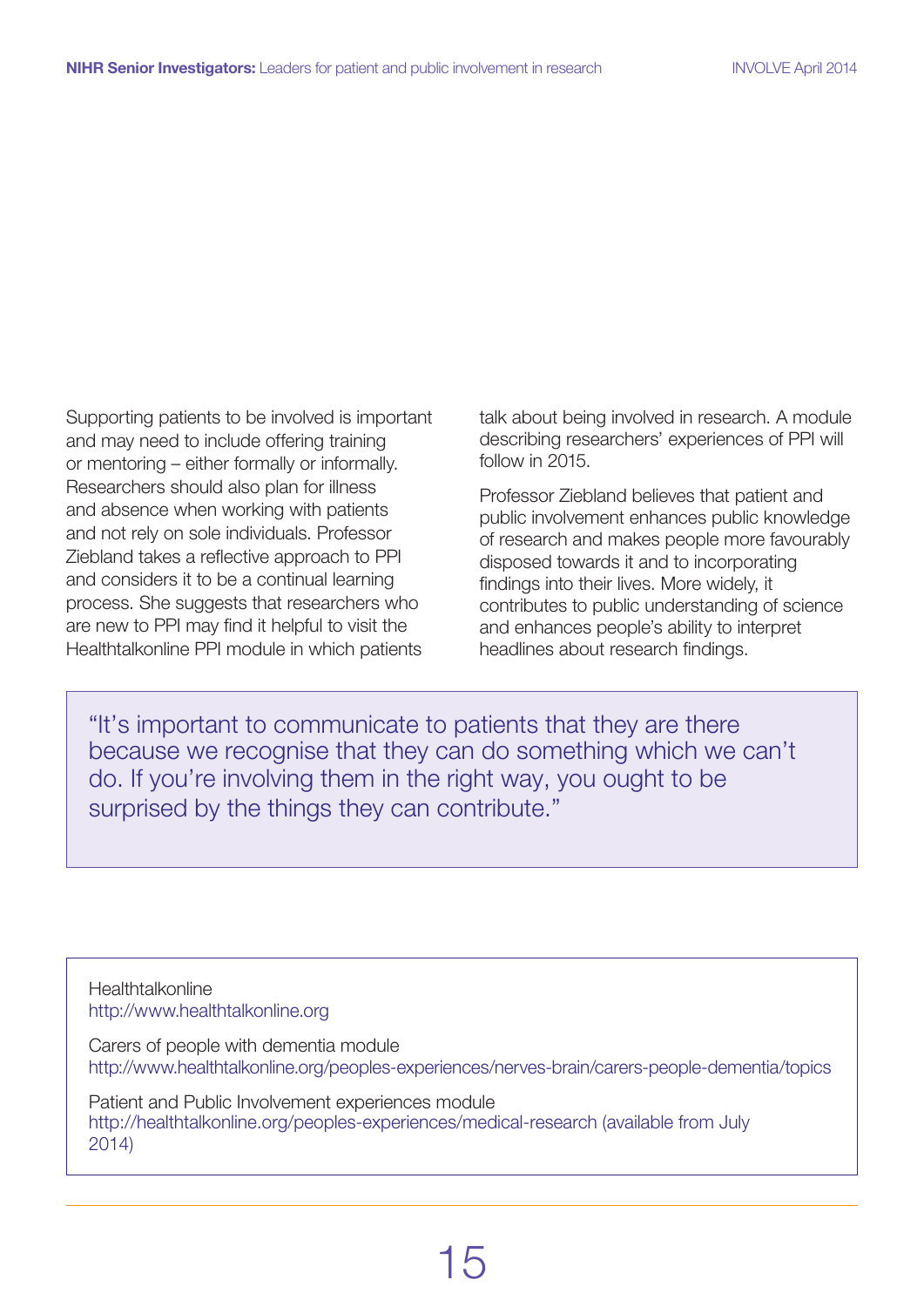Supporting patients to be involved is important and may need to include offering training or mentoring – either formally or informally. Researchers should also plan for illness and absence when working with patients and not rely on sole individuals. Professor Ziebland takes a reflective approach to PPI and considers it to be a continual learning process. She suggests that researchers who are new to PPI may find it helpful to visit the Healthtalkonline PPI module in which patients talk about being involved in research. A module describing researchers' experiences of PPI will follow in 2015.

Professor Ziebland believes that patient and public involvement enhances public knowledge of research and makes people more favourably disposed towards it and to incorporating findings into their lives. More widely, it contributes to public understanding of science and enhances people's ability to interpret headlines about research findings.

> "It's important to communicate to patients that they are there because we recognise that they can do something which we can't do. If you're involving them in the right way, you ought to be surprised by the things they can contribute."

Healthtalkonline
http://www.healthtalkonline.org

Carers of people with dementia module
http://www.healthtalkonline.org/peoples-experiences/nerves-brain/carers-people-dementia/topics

Patient and Public Involvement experiences module
http://healthtalkonline.org/peoples-experiences/medical-research (available from July 2014)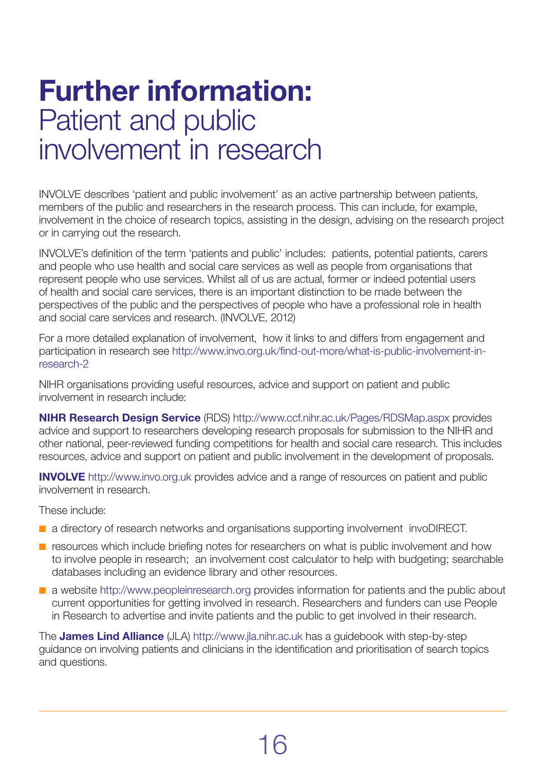# **Further information:** Patient and public involvement in research

INVOLVE describes 'patient and public involvement' as an active partnership between patients, members of the public and researchers in the research process. This can include, for example, involvement in the choice of research topics, assisting in the design, advising on the research project or in carrying out the research.

INVOLVE's definition of the term 'patients and public' includes: patients, potential patients, carers and people who use health and social care services as well as people from organisations that represent people who use services. Whilst all of us are actual, former or indeed potential users of health and social care services, there is an important distinction to be made between the perspectives of the public and the perspectives of people who have a professional role in health and social care services and research. (INVOLVE, 2012)

For a more detailed explanation of involvement, how it links to and differs from engagement and participation in research see http://www.invo.org.uk/find-out-more/what-is-public-involvement-in-research-2

NIHR organisations providing useful resources, advice and support on patient and public involvement in research include:

**NIHR Research Design Service** (RDS) http://www.ccf.nihr.ac.uk/Pages/RDSMap.aspx provides advice and support to researchers developing research proposals for submission to the NIHR and other national, peer-reviewed funding competitions for health and social care research. This includes resources, advice and support on patient and public involvement in the development of proposals.

**INVOLVE** http://www.invo.org.uk provides advice and a range of resources on patient and public involvement in research.

These include:

- a directory of research networks and organisations supporting involvement invoDIRECT.
- resources which include briefing notes for researchers on what is public involvement and how to involve people in research; an involvement cost calculator to help with budgeting; searchable databases including an evidence library and other resources.
- a website http://www.peopleinresearch.org provides information for patients and the public about current opportunities for getting involved in research. Researchers and funders can use People in Research to advertise and invite patients and the public to get involved in their research.

The **James Lind Alliance** (JLA) http://www.jla.nihr.ac.uk has a guidebook with step-by-step guidance on involving patients and clinicians in the identification and prioritisation of search topics and questions.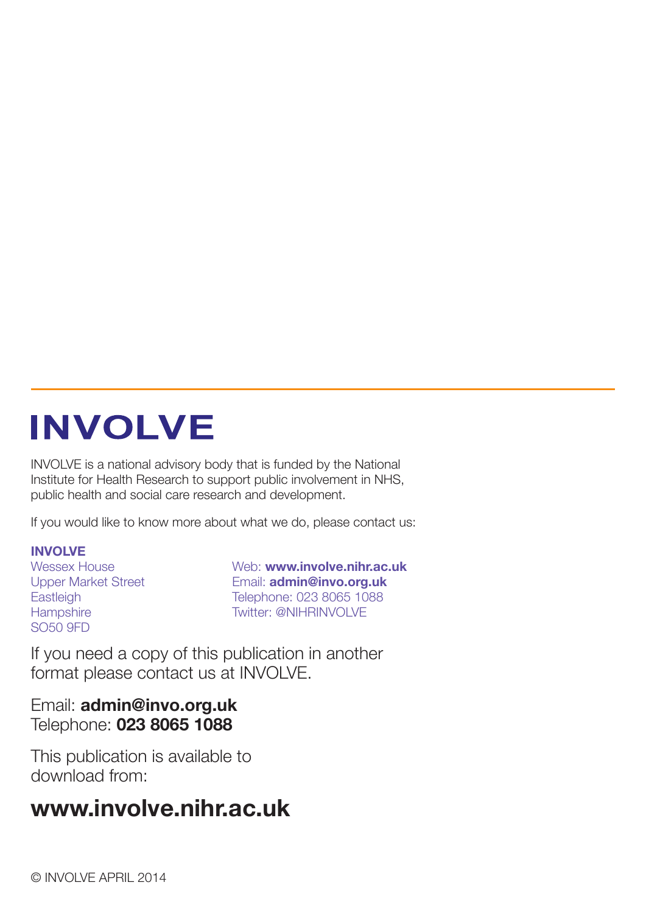# INVOLVE

INVOLVE is a national advisory body that is funded by the National Institute for Health Research to support public involvement in NHS, public health and social care research and development.

If you would like to know more about what we do, please contact us:

**INVOLVE**
Wessex House
Upper Market Street
Eastleigh
Hampshire
SO50 9FD

Web: **www.involve.nihr.ac.uk**
Email: **admin@invo.org.uk**
Telephone: 023 8065 1088
Twitter: @NIHRINVOLVE

If you need a copy of this publication in another format please contact us at INVOLVE.

Email: **admin@invo.org.uk**
Telephone: **023 8065 1088**

This publication is available to download from:

## www.involve.nihr.ac.uk

© INVOLVE APRIL 2014